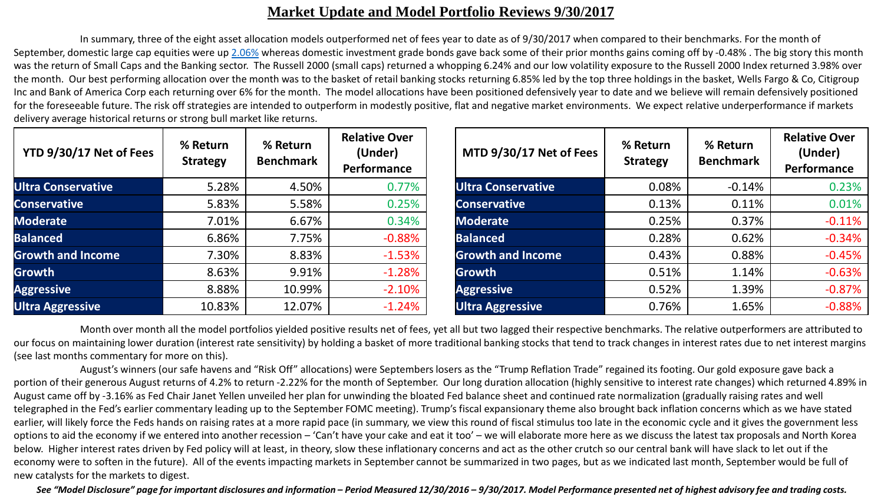# Market Update and Model Portfolio Reviews 9/30/2017

In summary, three of the eight asset allocation models outperformed net of fees year to date as of 9/30/2017 when compared to their benchmarks. For the month of September, domestic large cap equities were up 2.06% whereas domestic investment grade bonds gave back some of their prior months gains coming off by -0.48% . The big story this month was the return of Small Caps and the Banking sector. The Russell 2000 (small caps) returned a whopping 6.24% and our low volatility exposure to the Russell 2000 Index returned 3.98% over the month. Our best performing allocation over the month was to the basket of retail banking stocks returning 6.85% led by the top three holdings in the basket, Wells Fargo & Co, Citigroup Inc and Bank of America Corp each returning over 6% for the month. The model allocations have been positioned defensively year to date and we believe will remain defensively positioned for the foreseeable future. The risk off strategies are intended to outperform in modestly positive, flat and negative market environments. We expect relative underperformance if markets delivery average historical returns or strong bull market like returns.

| YTD 9/30/17 Net of Fees | % Return Strategy | % Return Benchmark | Relative Over (Under) Performance |
|---|---|---|---|
| Ultra Conservative | 5.28% | 4.50% | 0.77% |
| Conservative | 5.83% | 5.58% | 0.25% |
| Moderate | 7.01% | 6.67% | 0.34% |
| Balanced | 6.86% | 7.75% | -0.88% |
| Growth and Income | 7.30% | 8.83% | -1.53% |
| Growth | 8.63% | 9.91% | -1.28% |
| Aggressive | 8.88% | 10.99% | -2.10% |
| Ultra Aggressive | 10.83% | 12.07% | -1.24% |

| MTD 9/30/17 Net of Fees | % Return Strategy | % Return Benchmark | Relative Over (Under) Performance |
|---|---|---|---|
| Ultra Conservative | 0.08% | -0.14% | 0.23% |
| Conservative | 0.13% | 0.11% | 0.01% |
| Moderate | 0.25% | 0.37% | -0.11% |
| Balanced | 0.28% | 0.62% | -0.34% |
| Growth and Income | 0.43% | 0.88% | -0.45% |
| Growth | 0.51% | 1.14% | -0.63% |
| Aggressive | 0.52% | 1.39% | -0.87% |
| Ultra Aggressive | 0.76% | 1.65% | -0.88% |

Month over month all the model portfolios yielded positive results net of fees, yet all but two lagged their respective benchmarks. The relative outperformers are attributed to our focus on maintaining lower duration (interest rate sensitivity) by holding a basket of more traditional banking stocks that tend to track changes in interest rates due to net interest margins (see last months commentary for more on this).

August's winners (our safe havens and "Risk Off" allocations) were Septembers losers as the "Trump Reflation Trade" regained its footing. Our gold exposure gave back a portion of their generous August returns of 4.2% to return -2.22% for the month of September. Our long duration allocation (highly sensitive to interest rate changes) which returned 4.89% in August came off by -3.16% as Fed Chair Janet Yellen unveiled her plan for unwinding the bloated Fed balance sheet and continued rate normalization (gradually raising rates and well telegraphed in the Fed's earlier commentary leading up to the September FOMC meeting). Trump's fiscal expansionary theme also brought back inflation concerns which as we have stated earlier, will likely force the Feds hands on raising rates at a more rapid pace (in summary, we view this round of fiscal stimulus too late in the economic cycle and it gives the government less options to aid the economy if we entered into another recession – 'Can't have your cake and eat it too' – we will elaborate more here as we discuss the latest tax proposals and North Korea below. Higher interest rates driven by Fed policy will at least, in theory, slow these inflationary concerns and act as the other crutch so our central bank will have slack to let out if the economy were to soften in the future). All of the events impacting markets in September cannot be summarized in two pages, but as we indicated last month, September would be full of new catalysts for the markets to digest.

***See "Model Disclosure" page for important disclosures and information – Period Measured 12/30/2016 – 9/30/2017. Model Performance presented net of highest advisory fee and trading costs.***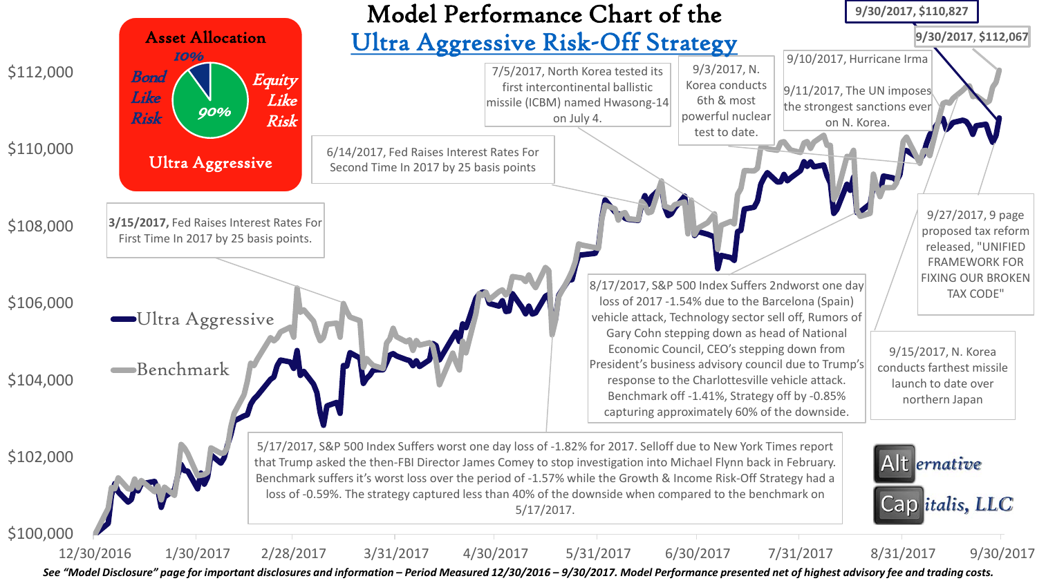# Model Performance Chart of the Ultra Aggressive Risk-Off Strategy

**Asset Allocation**

- Bond Like Risk: 10%
- Equity Like Risk: 90%

Ultra Aggressive

Legend: Ultra Aggressive; Benchmark

- 9/30/2017, $110,827
- 9/30/2017, $112,067

**3/15/2017,** Fed Raises Interest Rates For First Time In 2017 by 25 basis points.

6/14/2017, Fed Raises Interest Rates For Second Time In 2017 by 25 basis points

7/5/2017, North Korea tested its first intercontinental ballistic missile (ICBM) named Hwasong-14 on July 4.

9/3/2017, N. Korea conducts 6th & most powerful nuclear test to date.

9/10/2017, Hurricane Irma

9/11/2017, The UN imposes the strongest sanctions ever on N. Korea.

9/27/2017, 9 page proposed tax reform released, "UNIFIED FRAMEWORK FOR FIXING OUR BROKEN TAX CODE"

8/17/2017, S&P 500 Index Suffers 2ndworst one day loss of 2017 -1.54% due to the Barcelona (Spain) vehicle attack, Technology sector sell off, Rumors of Gary Cohn stepping down as head of National Economic Council, CEO's stepping down from President's business advisory council due to Trump's response to the Charlottesville vehicle attack. Benchmark off -1.41%, Strategy off by -0.85% capturing approximately 60% of the downside.

9/15/2017, N. Korea conducts farthest missile launch to date over northern Japan

5/17/2017, S&P 500 Index Suffers worst one day loss of -1.82% for 2017. Selloff due to New York Times report that Trump asked the then-FBI Director James Comey to stop investigation into Michael Flynn back in February. Benchmark suffers it's worst loss over the period of -1.57% while the Growth & Income Risk-Off Strategy had a loss of -0.59%. The strategy captured less than 40% of the downside when compared to the benchmark on 5/17/2017.

Y-axis: $100,000; $102,000; $104,000; $106,000; $108,000; $110,000; $112,000

X-axis: 12/30/2016; 1/30/2017; 2/28/2017; 3/31/2017; 4/30/2017; 5/31/2017; 6/30/2017; 7/31/2017; 8/31/2017; 9/30/2017

Alternative Capitalis, LLC

*See "Model Disclosure" page for important disclosures and information – Period Measured 12/30/2016 – 9/30/2017. Model Performance presented net of highest advisory fee and trading costs.*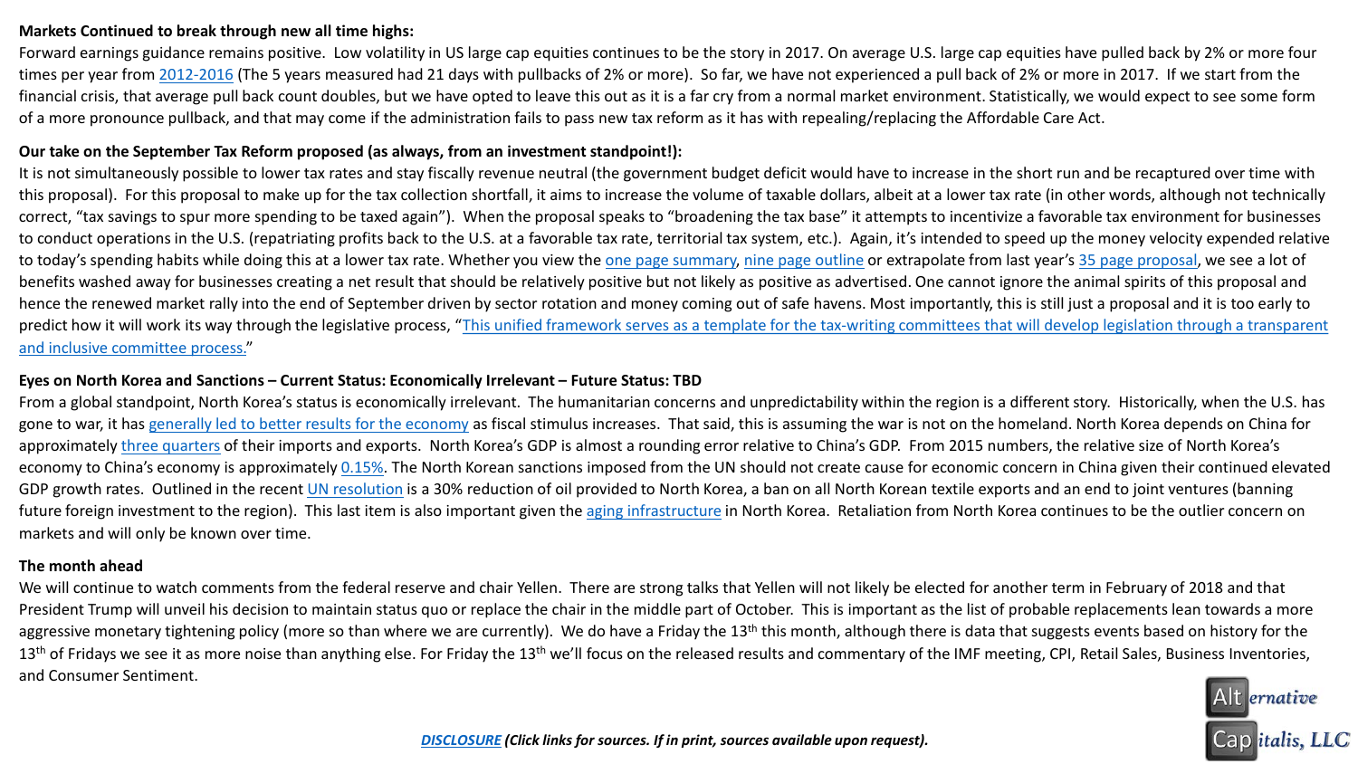**Markets Continued to break through new all time highs:**

Forward earnings guidance remains positive. Low volatility in US large cap equities continues to be the story in 2017. On average U.S. large cap equities have pulled back by 2% or more four times per year from 2012-2016 (The 5 years measured had 21 days with pullbacks of 2% or more). So far, we have not experienced a pull back of 2% or more in 2017. If we start from the financial crisis, that average pull back count doubles, but we have opted to leave this out as it is a far cry from a normal market environment. Statistically, we would expect to see some form of a more pronounce pullback, and that may come if the administration fails to pass new tax reform as it has with repealing/replacing the Affordable Care Act.

**Our take on the September Tax Reform proposed (as always, from an investment standpoint!):**

It is not simultaneously possible to lower tax rates and stay fiscally revenue neutral (the government budget deficit would have to increase in the short run and be recaptured over time with this proposal). For this proposal to make up for the tax collection shortfall, it aims to increase the volume of taxable dollars, albeit at a lower tax rate (in other words, although not technically correct, "tax savings to spur more spending to be taxed again"). When the proposal speaks to "broadening the tax base" it attempts to incentivize a favorable tax environment for businesses to conduct operations in the U.S. (repatriating profits back to the U.S. at a favorable tax rate, territorial tax system, etc.). Again, it's intended to speed up the money velocity expended relative to today's spending habits while doing this at a lower tax rate. Whether you view the one page summary, nine page outline or extrapolate from last year's 35 page proposal, we see a lot of benefits washed away for businesses creating a net result that should be relatively positive but not likely as positive as advertised. One cannot ignore the animal spirits of this proposal and hence the renewed market rally into the end of September driven by sector rotation and money coming out of safe havens. Most importantly, this is still just a proposal and it is too early to predict how it will work its way through the legislative process, "This unified framework serves as a template for the tax-writing committees that will develop legislation through a transparent and inclusive committee process."

**Eyes on North Korea and Sanctions – Current Status: Economically Irrelevant – Future Status: TBD**

From a global standpoint, North Korea's status is economically irrelevant. The humanitarian concerns and unpredictability within the region is a different story. Historically, when the U.S. has gone to war, it has generally led to better results for the economy as fiscal stimulus increases. That said, this is assuming the war is not on the homeland. North Korea depends on China for approximately three quarters of their imports and exports. North Korea's GDP is almost a rounding error relative to China's GDP. From 2015 numbers, the relative size of North Korea's economy to China's economy is approximately 0.15%. The North Korean sanctions imposed from the UN should not create cause for economic concern in China given their continued elevated GDP growth rates. Outlined in the recent UN resolution is a 30% reduction of oil provided to North Korea, a ban on all North Korean textile exports and an end to joint ventures (banning future foreign investment to the region). This last item is also important given the aging infrastructure in North Korea. Retaliation from North Korea continues to be the outlier concern on markets and will only be known over time.

**The month ahead**

We will continue to watch comments from the federal reserve and chair Yellen. There are strong talks that Yellen will not likely be elected for another term in February of 2018 and that President Trump will unveil his decision to maintain status quo or replace the chair in the middle part of October. This is important as the list of probable replacements lean towards a more aggressive monetary tightening policy (more so than where we are currently). We do have a Friday the 13th this month, although there is data that suggests events based on history for the 13th of Fridays we see it as more noise than anything else. For Friday the 13th we'll focus on the released results and commentary of the IMF meeting, CPI, Retail Sales, Business Inventories, and Consumer Sentiment.

*DISCLOSURE (Click links for sources. If in print, sources available upon request).*

Alternative Capitalis, LLC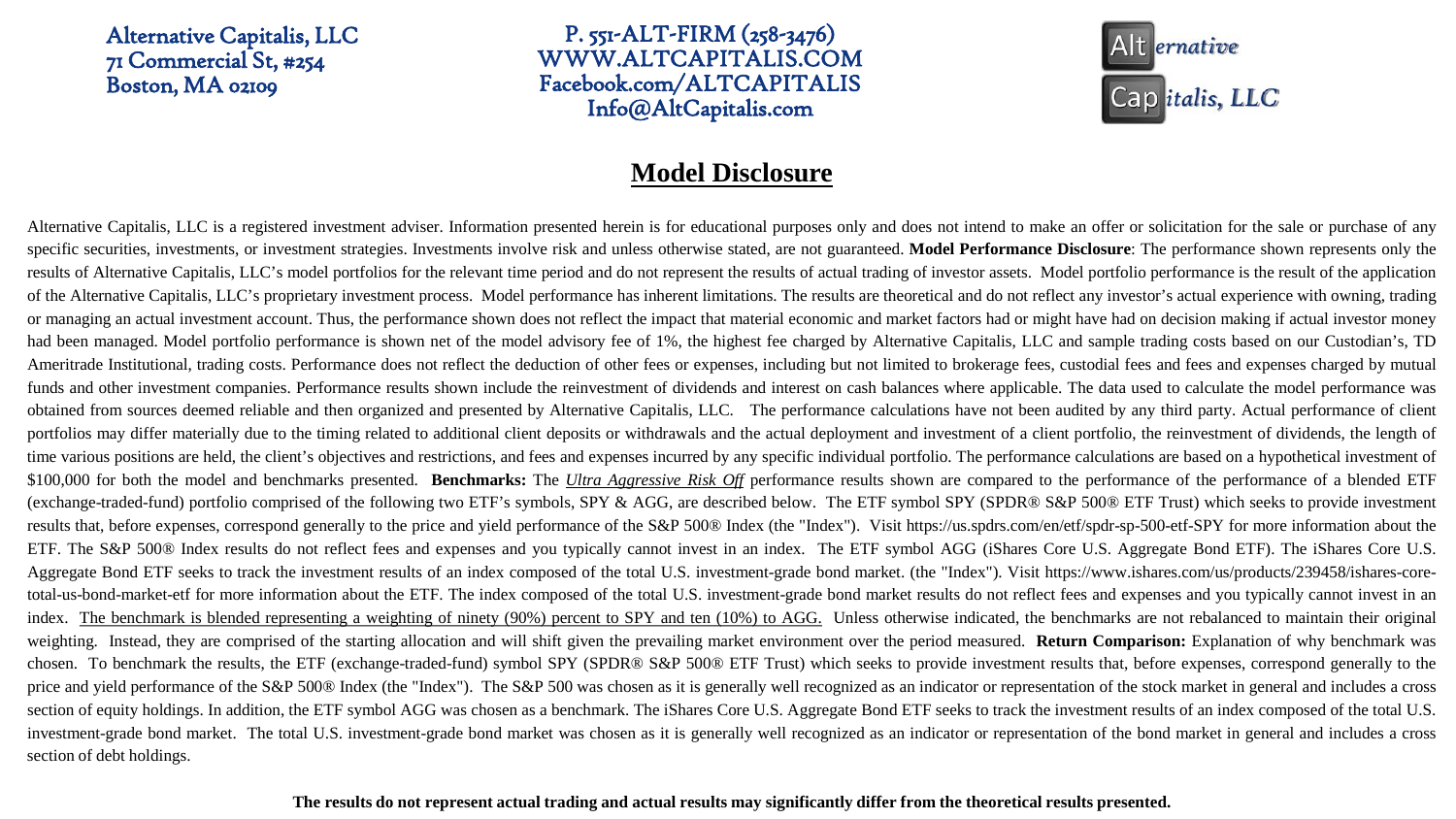Alternative Capitalis, LLC
71 Commercial St, #254
Boston, MA 02109

P. 551-ALT-FIRM (258-3476)
WWW.ALTCAPITALIS.COM
Facebook.com/ALTCAPITALIS
Info@AltCapitalis.com

Alternative Capitalis, LLC

## Model Disclosure

Alternative Capitalis, LLC is a registered investment adviser. Information presented herein is for educational purposes only and does not intend to make an offer or solicitation for the sale or purchase of any specific securities, investments, or investment strategies. Investments involve risk and unless otherwise stated, are not guaranteed. **Model Performance Disclosure**: The performance shown represents only the results of Alternative Capitalis, LLC's model portfolios for the relevant time period and do not represent the results of actual trading of investor assets. Model portfolio performance is the result of the application of the Alternative Capitalis, LLC's proprietary investment process. Model performance has inherent limitations. The results are theoretical and do not reflect any investor's actual experience with owning, trading or managing an actual investment account. Thus, the performance shown does not reflect the impact that material economic and market factors had or might have had on decision making if actual investor money had been managed. Model portfolio performance is shown net of the model advisory fee of 1%, the highest fee charged by Alternative Capitalis, LLC and sample trading costs based on our Custodian's, TD Ameritrade Institutional, trading costs. Performance does not reflect the deduction of other fees or expenses, including but not limited to brokerage fees, custodial fees and fees and expenses charged by mutual funds and other investment companies. Performance results shown include the reinvestment of dividends and interest on cash balances where applicable. The data used to calculate the model performance was obtained from sources deemed reliable and then organized and presented by Alternative Capitalis, LLC. The performance calculations have not been audited by any third party. Actual performance of client portfolios may differ materially due to the timing related to additional client deposits or withdrawals and the actual deployment and investment of a client portfolio, the reinvestment of dividends, the length of time various positions are held, the client's objectives and restrictions, and fees and expenses incurred by any specific individual portfolio. The performance calculations are based on a hypothetical investment of $100,000 for both the model and benchmarks presented. **Benchmarks:** The *Ultra Aggressive Risk Off* performance results shown are compared to the performance of the performance of a blended ETF (exchange-traded-fund) portfolio comprised of the following two ETF's symbols, SPY & AGG, are described below. The ETF symbol SPY (SPDR® S&P 500® ETF Trust) which seeks to provide investment results that, before expenses, correspond generally to the price and yield performance of the S&P 500® Index (the "Index"). Visit https://us.spdrs.com/en/etf/spdr-sp-500-etf-SPY for more information about the ETF. The S&P 500® Index results do not reflect fees and expenses and you typically cannot invest in an index. The ETF symbol AGG (iShares Core U.S. Aggregate Bond ETF). The iShares Core U.S. Aggregate Bond ETF seeks to track the investment results of an index composed of the total U.S. investment-grade bond market. (the "Index"). Visit https://www.ishares.com/us/products/239458/ishares-core-total-us-bond-market-etf for more information about the ETF. The index composed of the total U.S. investment-grade bond market results do not reflect fees and expenses and you typically cannot invest in an index. The benchmark is blended representing a weighting of ninety (90%) percent to SPY and ten (10%) to AGG. Unless otherwise indicated, the benchmarks are not rebalanced to maintain their original weighting. Instead, they are comprised of the starting allocation and will shift given the prevailing market environment over the period measured. **Return Comparison:** Explanation of why benchmark was chosen. To benchmark the results, the ETF (exchange-traded-fund) symbol SPY (SPDR® S&P 500® ETF Trust) which seeks to provide investment results that, before expenses, correspond generally to the price and yield performance of the S&P 500® Index (the "Index"). The S&P 500 was chosen as it is generally well recognized as an indicator or representation of the stock market in general and includes a cross section of equity holdings. In addition, the ETF symbol AGG was chosen as a benchmark. The iShares Core U.S. Aggregate Bond ETF seeks to track the investment results of an index composed of the total U.S. investment-grade bond market. The total U.S. investment-grade bond market was chosen as it is generally well recognized as an indicator or representation of the bond market in general and includes a cross section of debt holdings.

**The results do not represent actual trading and actual results may significantly differ from the theoretical results presented.**